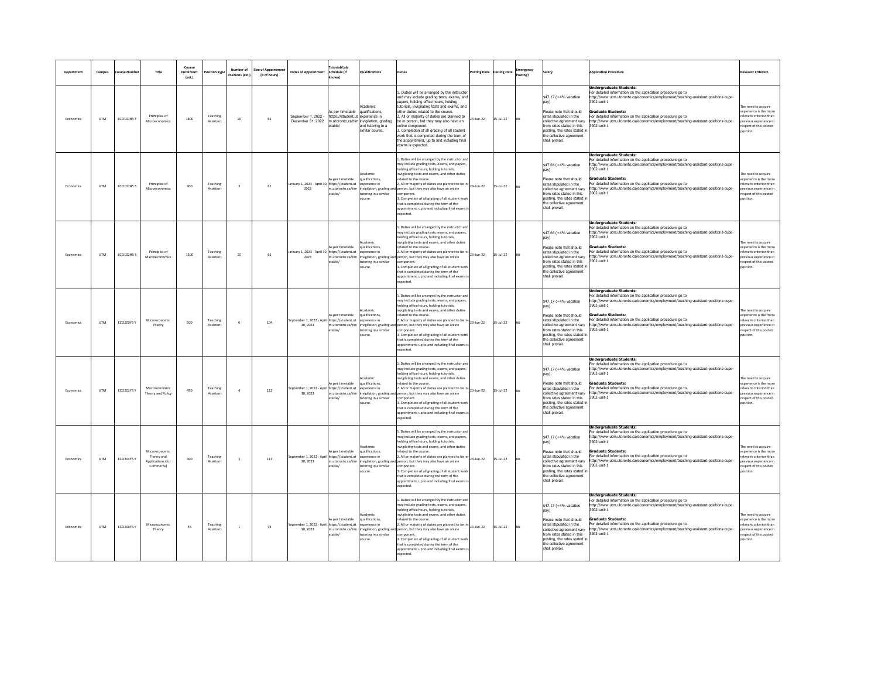| Department | Campus | Course Number | Title | Course Enrolment (est.) | Position Type | Number of Positions (est.) | Size of Appointment (# of hours) | Dates of Appointment | Tutorial/Lab Schedule (if known) | Qualifications | Duties | Posting Date | Closing Date | Emergency Posting? | Salary | Application Procedure | Relevant Criterion |
|---|---|---|---|---|---|---|---|---|---|---|---|---|---|---|---|---|---|
| Economics | UTM | ECO101H5 F | Principles of Microeconomics | 1800 | Teaching Assistant | 16 | 61 | September 1, 2022 - December 31, 2022 | As per timetable https://student.utm.utoronto.ca/timetable/ | Academic qualifications, experience in invigilation, grading and tutoring in a similar course. | 1. Duties will be arranged by the instructor and may include grading tests, exams, and papers, holding office hours, holding tutorials, invigilating tests and exams, and other duties related to the course. 2. All or majority of duties are planned to be in-person, but they may also have an online component. 3. Completion of all grading of all student work that is completed during the term of the appointment, up to and including final exams is expected. | 23-Jun-22 | 15-Jul-22 | no | $47.17 (+4% vacation pay) Please note that should rates stipulated in the collective agreement vary from rates stated in this posting, the rates stated in the collective agreement shall prevail. | **Undergraduate Students:** For detailed information on the application procedure go to http://www.utm.utoronto.ca/economics/employment/teaching-assistant-positions-cupe-3902-unit-1 **Graduate Students:** For detailed information on the application procedure go to http://www.utm.utoronto.ca/economics/employment/teaching-assistant-positions-cupe-3902-unit-1 | The need to acquire experience is the more relevant criterion than previous experience in respect of this posted position. |
| Economics | UTM | ECO101H5 S | Principles of Microeconomics | 300 | Teaching Assistant | 3 | 61 | January 1, 2023 - April 30, 2023 | As per timetable https://student.utm.utoronto.ca/timetable/ | Academic qualifications, experience in invigilation, grading and tutoring in a similar course. | 1. Duties will be arranged by the instructor and may include grading tests, exams, and papers, holding office hours, holding tutorials, invigilating tests and exams, and other duties related to the course. 2. All or majority of duties are planned to be in-person, but they may also have an online component. 3. Completion of all grading of all student work that is completed during the term of the appointment, up to and including final exams is expected. | 23-Jun-22 | 15-Jul-22 | no | $47.64 (+4% vacation pay) Please note that should rates stipulated in the collective agreement vary from rates stated in this posting, the rates stated in the collective agreement shall prevail. | **Undergraduate Students:** For detailed information on the application procedure go to http://www.utm.utoronto.ca/economics/employment/teaching-assistant-positions-cupe-3902-unit-1 **Graduate Students:** For detailed information on the application procedure go to http://www.utm.utoronto.ca/economics/employment/teaching-assistant-positions-cupe-3902-unit-1 | The need to acquire experience is the more relevant criterion than previous experience in respect of this posted position. |
| Economics | UTM | ECO102H5 S | Principles of Macroeconomics | 1500 | Teaching Assistant | 10 | 61 | January 1, 2023 - April 30, 2023 | As per timetable https://student.utm.utoronto.ca/timetable/ | Academic qualifications, experience in invigilation, grading and tutoring in a similar course. | 1. Duties will be arranged by the instructor and may include grading tests, exams, and papers, holding office hours, holding tutorials, invigilating tests and exams, and other duties related to the course. 2. All or majority of duties are planned to be in-person, but they may also have an online component. 3. Completion of all grading of all student work that is completed during the term of the appointment, up to and including final exams is expected. | 23-Jun-22 | 15-Jul-22 | no | $47.64 (+4% vacation pay) Please note that should rates stipulated in the collective agreement vary from rates stated in this posting, the rates stated in the collective agreement shall prevail. | **Undergraduate Students:** For detailed information on the application procedure go to http://www.utm.utoronto.ca/economics/employment/teaching-assistant-positions-cupe-3902-unit-1 **Graduate Students:** For detailed information on the application procedure go to http://www.utm.utoronto.ca/economics/employment/teaching-assistant-positions-cupe-3902-unit-1 | The need to acquire experience is the more relevant criterion than previous experience in respect of this posted position. |
| Economics | UTM | ECO200Y5 Y | Microeconomic Theory | 500 | Teaching Assistant | 6 | 104 | September 1, 2022 - April 30, 2023 | As per timetable https://student.utm.utoronto.ca/timetable/ | Academic qualifications, experience in invigilation, grading and tutoring in a similar course. | 1. Duties will be arranged by the instructor and may include grading tests, exams, and papers, holding office hours, holding tutorials, invigilating tests and exams, and other duties related to the course. 2. All or majority of duties are planned to be in-person, but they may also have an online component. 3. Completion of all grading of all student work that is completed during the term of the appointment, up to and including final exams is expected. | 23-Jun-22 | 15-Jul-22 | no | $47.17 (+4% vacation pay) Please note that should rates stipulated in the collective agreement vary from rates stated in this posting, the rates stated in the collective agreement shall prevail. | **Undergraduate Students:** For detailed information on the application procedure go to http://www.utm.utoronto.ca/economics/employment/teaching-assistant-positions-cupe-3902-unit-1 **Graduate Students:** For detailed information on the application procedure go to http://www.utm.utoronto.ca/economics/employment/teaching-assistant-positions-cupe-3902-unit-1 | The need to acquire experience is the more relevant criterion than previous experience in respect of this posted position. |
| Economics | UTM | ECO202Y5 Y | Macroeconomic Theory and Policy | 450 | Teaching Assistant | 4 | 122 | September 1, 2022 - April 30, 2023 | As per timetable https://student.utm.utoronto.ca/timetable/ | Academic qualifications, experience in invigilation, grading and tutoring in a similar course. | 1. Duties will be arranged by the instructor and may include grading tests, exams, and papers, holding office hours, holding tutorials, invigilating tests and exams, and other duties related to the course. 2. All or majority of duties are planned to be in-person, but they may also have an online component. 3. Completion of all grading of all student work that is completed during the term of the appointment, up to and including final exams is expected. | 23-Jun-22 | 15-Jul-22 | no | $47.17 (+4% vacation pay) Please note that should rates stipulated in the collective agreement vary from rates stated in this posting, the rates stated in the collective agreement shall prevail. | **Undergraduate Students:** For detailed information on the application procedure go to http://www.utm.utoronto.ca/economics/employment/teaching-assistant-positions-cupe-3902-unit-1 **Graduate Students:** For detailed information on the application procedure go to http://www.utm.utoronto.ca/economics/employment/teaching-assistant-positions-cupe-3902-unit-1 | The need to acquire experience is the more relevant criterion than previous experience in respect of this posted position. |
| Economics | UTM | ECO204Y5 Y | Microeconomic Theory and Applications (for Commerce) | 300 | Teaching Assistant | 3 | 113 | September 1, 2022 - April 30, 2023 | As per timetable https://student.utm.utoronto.ca/timetable/ | Academic qualifications, experience in invigilation, grading and tutoring in a similar course. | 1. Duties will be arranged by the instructor and may include grading tests, exams, and papers, holding office hours, holding tutorials, invigilating tests and exams, and other duties related to the course. 2. All or majority of duties are planned to be in-person, but they may also have an online component. 3. Completion of all grading of all student work that is completed during the term of the appointment, up to and including final exams is expected. | 23-Jun-22 | 15-Jul-22 | no | $47.17 (+4% vacation pay) Please note that should rates stipulated in the collective agreement vary from rates stated in this posting, the rates stated in the collective agreement shall prevail. | **Undergraduate Students:** For detailed information on the application procedure go to http://www.utm.utoronto.ca/economics/employment/teaching-assistant-positions-cupe-3902-unit-1 **Graduate Students:** For detailed information on the application procedure go to http://www.utm.utoronto.ca/economics/employment/teaching-assistant-positions-cupe-3902-unit-1 | The need to acquire experience is the more relevant criterion than previous experience in respect of this posted position. |
| Economics | UTM | ECO206Y5 Y | Microeconomic Theory | 55 | Teaching Assistant | 1 | 94 | September 1, 2022 - April 30, 2023 | As per timetable https://student.utm.utoronto.ca/timetable/ | Academic qualifications, experience in invigilation, grading and tutoring in a similar course. | 1. Duties will be arranged by the instructor and may include grading tests, exams, and papers, holding office hours, holding tutorials, invigilating tests and exams, and other duties related to the course. 2. All or majority of duties are planned to be in-person, but they may also have an online component. 3. Completion of all grading of all student work that is completed during the term of the appointment, up to and including final exams is expected. | 23-Jun-22 | 15-Jul-22 | no | $47.17 (+4% vacation pay) Please note that should rates stipulated in the collective agreement vary from rates stated in this posting, the rates stated in the collective agreement shall prevail. | **Undergraduate Students:** For detailed information on the application procedure go to http://www.utm.utoronto.ca/economics/employment/teaching-assistant-positions-cupe-3902-unit-1 **Graduate Students:** For detailed information on the application procedure go to http://www.utm.utoronto.ca/economics/employment/teaching-assistant-positions-cupe-3902-unit-1 | The need to acquire experience is the more relevant criterion than previous experience in respect of this posted position. |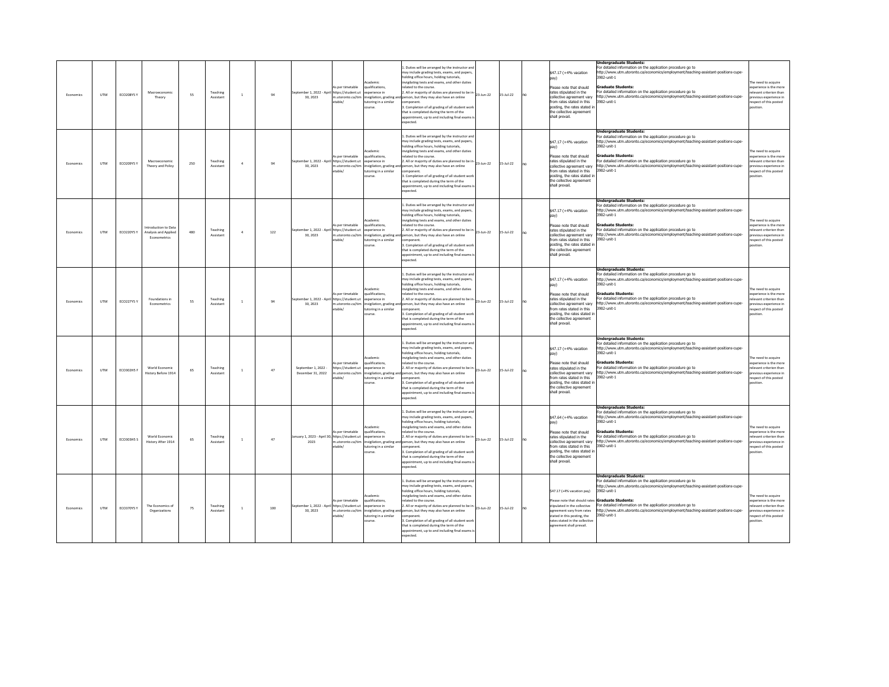| | | | | | | | | | | | | | | | | | |
|---|---|---|---|---|---|---|---|---|---|---|---|---|---|---|---|---|---|
| Economics | UTM | ECO208Y5 Y | Macroeconomic Theory | 55 | Teaching Assistant | 1 | 94 | September 1, 2022 - April 30, 2023 | As per timetable https://student.utm.utoronto.ca/timetable/ | Academic qualifications, experience in invigilation, grading and tutoring in a similar course. | 1. Duties will be arranged by the instructor and may include grading tests, exams, and papers, holding office hours, holding tutorials, invigilating tests and exams, and other duties related to the course. 2. All or majority of duties are planned to be in-person, but they may also have an online component. 3. Completion of all grading of all student work that is completed during the term of the appointment, up to and including final exams is expected. | 23-Jun-22 | 15-Jul-22 | no | $47.17 (+4% vacation pay) Please note that should rates stipulated in the collective agreement vary from rates stated in this posting, the rates stated in the collective agreement shall prevail. | **Undergraduate Students:** For detailed information on the application procedure go to http://www.utm.utoronto.ca/economics/employment/teaching-assistant-positions-cupe-3902-unit-1 **Graduate Students:** For detailed information on the application procedure go to http://www.utm.utoronto.ca/economics/employment/teaching-assistant-positions-cupe-3902-unit-1 | The need to acquire experience is the more relevant criterion than previous experience in respect of this posted position. |
| Economics | UTM | ECO209Y5 Y | Macroeconomic Theory and Policy | 250 | Teaching Assistant | 4 | 94 | September 1, 2022 - April 30, 2023 | As per timetable https://student.utm.utoronto.ca/timetable/ | Academic qualifications, experience in invigilation, grading and tutoring in a similar course. | 1. Duties will be arranged by the instructor and may include grading tests, exams, and papers, holding office hours, holding tutorials, invigilating tests and exams, and other duties related to the course. 2. All or majority of duties are planned to be in-person, but they may also have an online component. 3. Completion of all grading of all student work that is completed during the term of the appointment, up to and including final exams is expected. | 23-Jun-22 | 15-Jul-22 | no | $47.17 (+4% vacation pay) Please note that should rates stipulated in the collective agreement vary from rates stated in this posting, the rates stated in the collective agreement shall prevail. | **Undergraduate Students:** For detailed information on the application procedure go to http://www.utm.utoronto.ca/economics/employment/teaching-assistant-positions-cupe-3902-unit-1 **Graduate Students:** For detailed information on the application procedure go to http://www.utm.utoronto.ca/economics/employment/teaching-assistant-positions-cupe-3902-unit-1 | The need to acquire experience is the more relevant criterion than previous experience in respect of this posted position. |
| Economics | UTM | ECO220Y5 Y | Introduction to Data Analysis and Applied Econometrics | 480 | Teaching Assistant | 4 | 122 | September 1, 2022 - April 30, 2023 | As per timetable https://student.utm.utoronto.ca/timetable/ | Academic qualifications, experience in invigilation, grading and tutoring in a similar course. | 1. Duties will be arranged by the instructor and may include grading tests, exams, and papers, holding office hours, holding tutorials, invigilating tests and exams, and other duties related to the course. 2. All or majority of duties are planned to be in-person, but they may also have an online component. 3. Completion of all grading of all student work that is completed during the term of the appointment, up to and including final exams is expected. | 23-Jun-22 | 15-Jul-22 | no | $47.17 (+4% vacation pay) Please note that should rates stipulated in the collective agreement vary from rates stated in this posting, the rates stated in the collective agreement shall prevail. | **Undergraduate Students:** For detailed information on the application procedure go to http://www.utm.utoronto.ca/economics/employment/teaching-assistant-positions-cupe-3902-unit-1 **Graduate Students:** For detailed information on the application procedure go to http://www.utm.utoronto.ca/economics/employment/teaching-assistant-positions-cupe-3902-unit-1 | The need to acquire experience is the more relevant criterion than previous experience in respect of this posted position. |
| Economics | UTM | ECO227Y5 Y | Foundations in Econometrics | 55 | Teaching Assistant | 1 | 94 | September 1, 2022 - April 30, 2023 | As per timetable https://student.utm.utoronto.ca/timetable/ | Academic qualifications, experience in invigilation, grading and tutoring in a similar course. | 1. Duties will be arranged by the instructor and may include grading tests, exams, and papers, holding office hours, holding tutorials, invigilating tests and exams, and other duties related to the course. 2. All or majority of duties are planned to be in-person, but they may also have an online component. 3. Completion of all grading of all student work that is completed during the term of the appointment, up to and including final exams is expected. | 23-Jun-22 | 15-Jul-22 | no | $47.17 (+4% vacation pay) Please note that should rates stipulated in the collective agreement vary from rates stated in this posting, the rates stated in the collective agreement shall prevail. | **Undergraduate Students:** For detailed information on the application procedure go to http://www.utm.utoronto.ca/economics/employment/teaching-assistant-positions-cupe-3902-unit-1 **Graduate Students:** For detailed information on the application procedure go to http://www.utm.utoronto.ca/economics/employment/teaching-assistant-positions-cupe-3902-unit-1 | The need to acquire experience is the more relevant criterion than previous experience in respect of this posted position. |
| Economics | UTM | ECO302H5 F | World Economic History Before 1914 | 65 | Teaching Assistant | 1 | 47 | September 1, 2022 - December 31, 2022 | As per timetable https://student.utm.utoronto.ca/timetable/ | Academic qualifications, experience in invigilation, grading and tutoring in a similar course. | 1. Duties will be arranged by the instructor and may include grading tests, exams, and papers, holding office hours, holding tutorials, invigilating tests and exams, and other duties related to the course. 2. All or majority of duties are planned to be in-person, but they may also have an online component. 3. Completion of all grading of all student work that is completed during the term of the appointment, up to and including final exams is expected. | 23-Jun-22 | 15-Jul-22 | no | $47.17 (+4% vacation pay) Please note that should rates stipulated in the collective agreement vary from rates stated in this posting, the rates stated in the collective agreement shall prevail. | **Undergraduate Students:** For detailed information on the application procedure go to http://www.utm.utoronto.ca/economics/employment/teaching-assistant-positions-cupe-3902-unit-1 **Graduate Students:** For detailed information on the application procedure go to http://www.utm.utoronto.ca/economics/employment/teaching-assistant-positions-cupe-3902-unit-1 | The need to acquire experience is the more relevant criterion than previous experience in respect of this posted position. |
| Economics | UTM | ECO303H5 S | World Economic History After 1914 | 65 | Teaching Assistant | 1 | 47 | January 1, 2023 - April 30, 2023 | As per timetable https://student.utm.utoronto.ca/timetable/ | Academic qualifications, experience in invigilation, grading and tutoring in a similar course. | 1. Duties will be arranged by the instructor and may include grading tests, exams, and papers, holding office hours, holding tutorials, invigilating tests and exams, and other duties related to the course. 2. All or majority of duties are planned to be in-person, but they may also have an online component. 3. Completion of all grading of all student work that is completed during the term of the appointment, up to and including final exams is expected. | 23-Jun-22 | 15-Jul-22 | no | $47.64 (+4% vacation pay) Please note that should rates stipulated in the collective agreement vary from rates stated in this posting, the rates stated in the collective agreement shall prevail. | **Undergraduate Students:** For detailed information on the application procedure go to http://www.utm.utoronto.ca/economics/employment/teaching-assistant-positions-cupe-3902-unit-1 **Graduate Students:** For detailed information on the application procedure go to http://www.utm.utoronto.ca/economics/employment/teaching-assistant-positions-cupe-3902-unit-1 | The need to acquire experience is the more relevant criterion than previous experience in respect of this posted position. |
| Economics | UTM | ECO370Y5 Y | The Economics of Organizations | 75 | Teaching Assistant | 1 | 100 | September 1, 2022 - April 30, 2023 | As per timetable https://student.utm.utoronto.ca/timetable/ | Academic qualifications, experience in invigilation, grading and tutoring in a similar course. | 1. Duties will be arranged by the instructor and may include grading tests, exams, and papers, holding office hours, holding tutorials, invigilating tests and exams, and other duties related to the course. 2. All or majority of duties are planned to be in-person, but they may also have an online component. 3. Completion of all grading of all student work that is completed during the term of the appointment, up to and including final exams is expected. | 23-Jun-22 | 15-Jul-22 | no | $47.17 (+4% vacation pay) Please note that should rates stipulated in the collective agreement vary from rates stated in this posting, the rates stated in the collective agreement shall prevail. | **Undergraduate Students:** For detailed information on the application procedure go to http://www.utm.utoronto.ca/economics/employment/teaching-assistant-positions-cupe-3902-unit-1 **Graduate Students:** For detailed information on the application procedure go to http://www.utm.utoronto.ca/economics/employment/teaching-assistant-positions-cupe-3902-unit-1 | The need to acquire experience is the more relevant criterion than previous experience in respect of this posted position. |